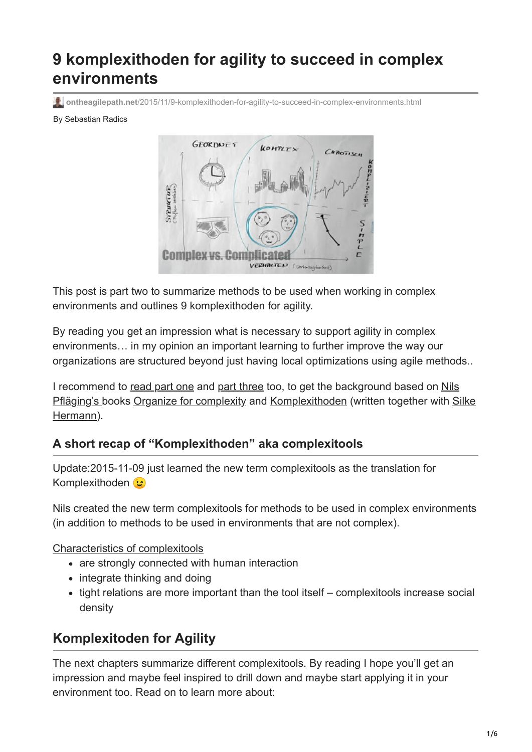# 9 komplexithoden for agility to succeed in complex environments

ontheagilepath.net/2015/11/9-komplexithoden-for-agility-to-succeed-in-complex-environments.html

By Sebastian Radics

This post is part two to summarize methods to be used when working in complex environments and outlines 9 komplexithoden for agility.

By reading you get an impression what is necessary to support agility in complex environments… in my opinion an important learning to further improve the way our organizations are structured beyond just having local optimizations using agile methods..

I recommend to read part one and part three too, to get the background based on Nils Pfläging's books Organize for complexity and Komplexithoden (written together with Silke Hermann).

## A short recap of "Komplexithoden" aka complexitools

Update:2015-11-09 just learned the new term complexitools as the translation for Komplexithoden 😉

Nils created the new term complexitools for methods to be used in complex environments (in addition to methods to be used in environments that are not complex).

Characteristics of complexitools

- are strongly connected with human interaction
- integrate thinking and doing
- tight relations are more important than the tool itself – complexitools increase social density

## Komplexitoden for Agility

The next chapters summarize different complexitools. By reading I hope you'll get an impression and maybe feel inspired to drill down and maybe start applying it in your environment too. Read on to learn more about: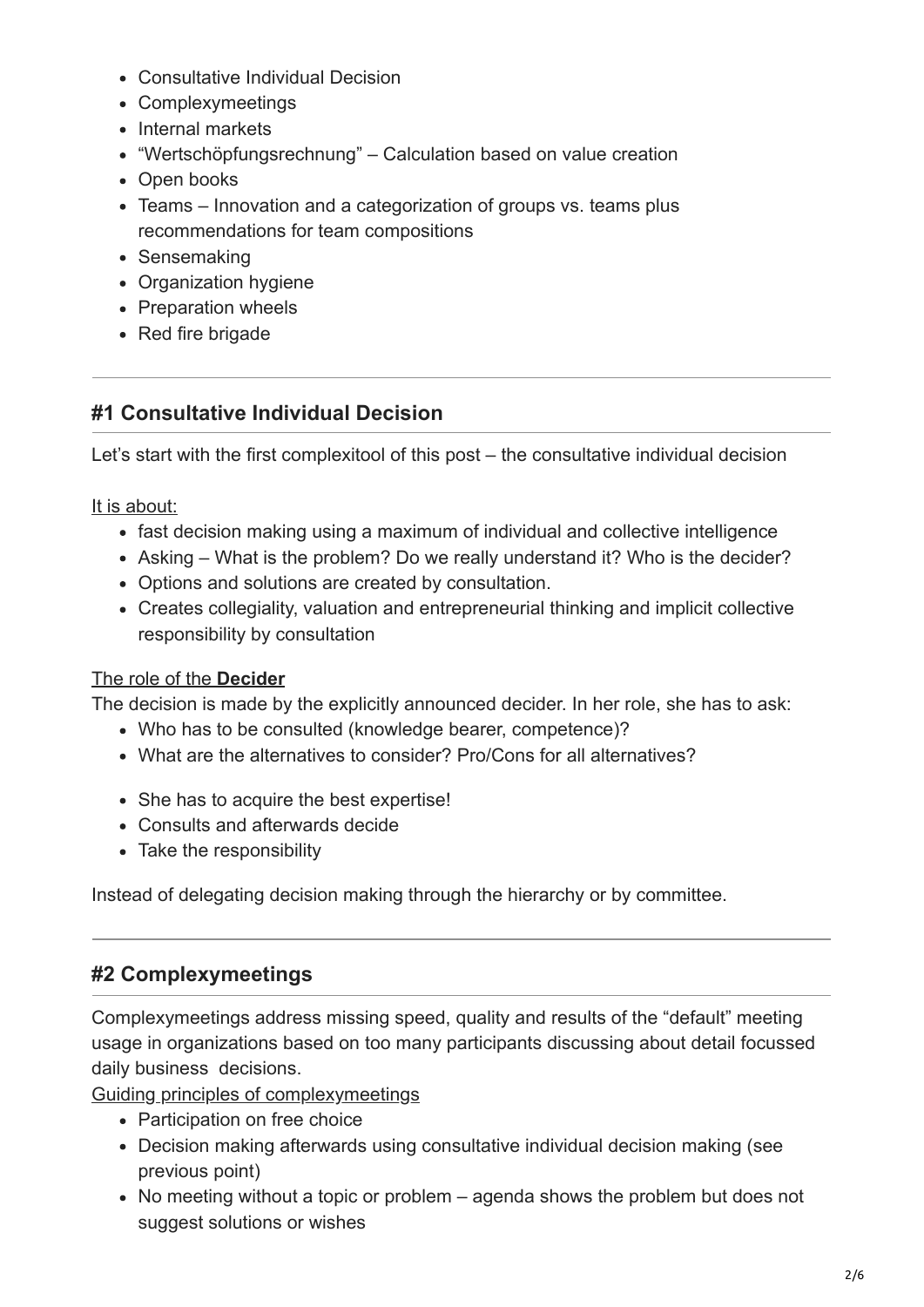- Consultative Individual Decision
- Complexymeetings
- Internal markets
- “Wertschöpfungsrechnung” – Calculation based on value creation
- Open books
- Teams – Innovation and a categorization of groups vs. teams plus recommendations for team compositions
- Sensemaking
- Organization hygiene
- Preparation wheels
- Red fire brigade

---

## #1 Consultative Individual Decision

Let’s start with the first complexitool of this post – the consultative individual decision

It is about:

- fast decision making using a maximum of individual and collective intelligence
- Asking – What is the problem? Do we really understand it? Who is the decider?
- Options and solutions are created by consultation.
- Creates collegiality, valuation and entrepreneurial thinking and implicit collective responsibility by consultation

The role of the **Decider**

The decision is made by the explicitly announced decider. In her role, she has to ask:

- Who has to be consulted (knowledge bearer, competence)?
- What are the alternatives to consider? Pro/Cons for all alternatives?

- She has to acquire the best expertise!
- Consults and afterwards decide
- Take the responsibility

Instead of delegating decision making through the hierarchy or by committee.

---

## #2 Complexymeetings

Complexymeetings address missing speed, quality and results of the “default” meeting usage in organizations based on too many participants discussing about detail focussed daily business decisions.

Guiding principles of complexymeetings

- Participation on free choice
- Decision making afterwards using consultative individual decision making (see previous point)
- No meeting without a topic or problem – agenda shows the problem but does not suggest solutions or wishes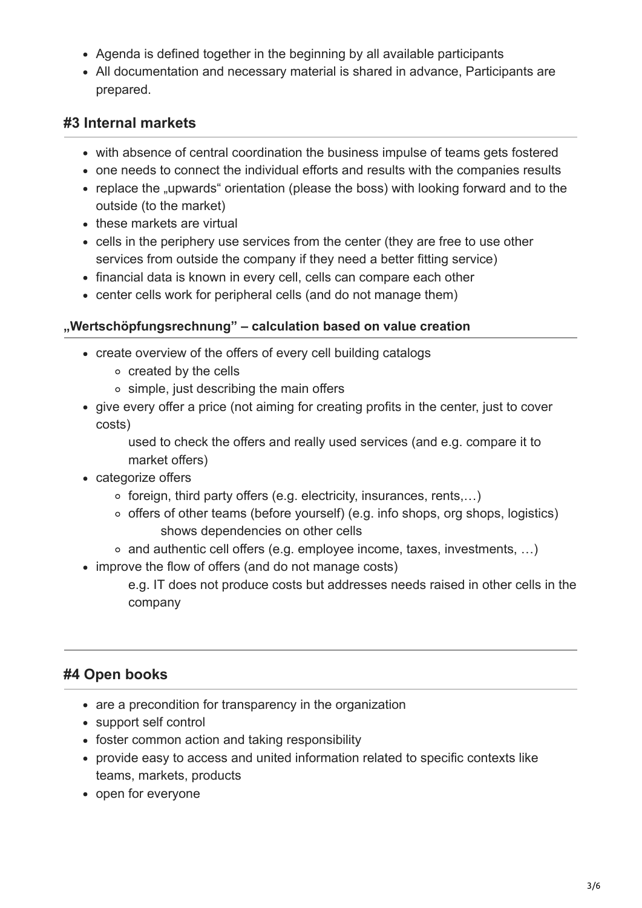- Agenda is defined together in the beginning by all available participants
- All documentation and necessary material is shared in advance, Participants are prepared.

## #3 Internal markets

- with absence of central coordination the business impulse of teams gets fostered
- one needs to connect the individual efforts and results with the companies results
- replace the „upwards" orientation (please the boss) with looking forward and to the outside (to the market)
- these markets are virtual
- cells in the periphery use services from the center (they are free to use other services from outside the company if they need a better fitting service)
- financial data is known in every cell, cells can compare each other
- center cells work for peripheral cells (and do not manage them)

### „Wertschöpfungsrechnung" – calculation based on value creation

- create overview of the offers of every cell building catalogs
  - created by the cells
  - simple, just describing the main offers
- give every offer a price (not aiming for creating profits in the center, just to cover costs)

  used to check the offers and really used services (and e.g. compare it to market offers)
- categorize offers
  - foreign, third party offers (e.g. electricity, insurances, rents,…)
  - offers of other teams (before yourself) (e.g. info shops, org shops, logistics)

    shows dependencies on other cells
  - and authentic cell offers (e.g. employee income, taxes, investments, …)
- improve the flow of offers (and do not manage costs)

  e.g. IT does not produce costs but addresses needs raised in other cells in the company

---

## #4 Open books

- are a precondition for transparency in the organization
- support self control
- foster common action and taking responsibility
- provide easy to access and united information related to specific contexts like teams, markets, products
- open for everyone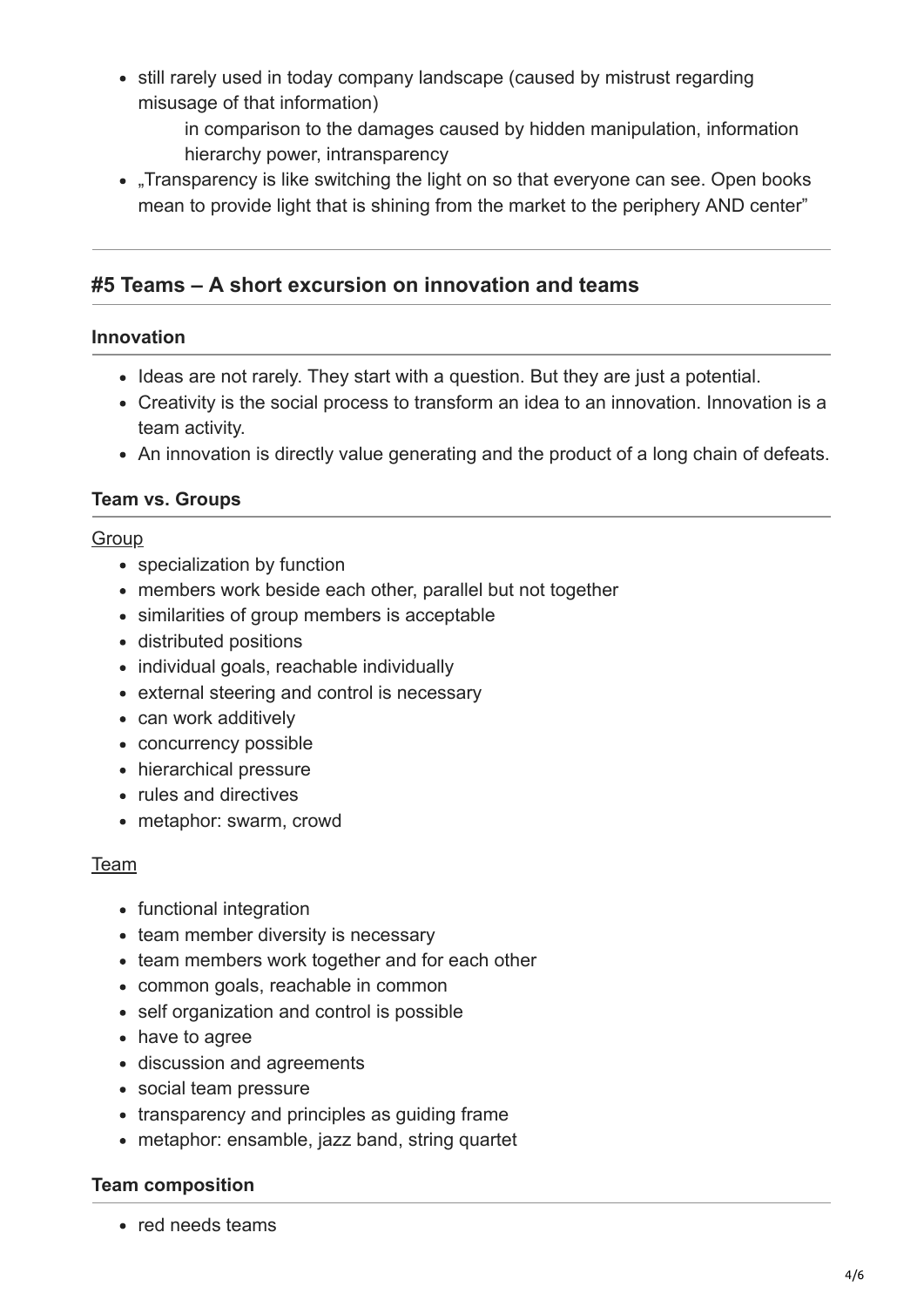- still rarely used in today company landscape (caused by mistrust regarding misusage of that information)

  in comparison to the damages caused by hidden manipulation, information hierarchy power, intransparency
- „Transparency is like switching the light on so that everyone can see. Open books mean to provide light that is shining from the market to the periphery AND center"

---

## #5 Teams – A short excursion on innovation and teams

### Innovation

- Ideas are not rarely. They start with a question. But they are just a potential.
- Creativity is the social process to transform an idea to an innovation. Innovation is a team activity.
- An innovation is directly value generating and the product of a long chain of defeats.

### Team vs. Groups

<u>Group</u>

- specialization by function
- members work beside each other, parallel but not together
- similarities of group members is acceptable
- distributed positions
- individual goals, reachable individually
- external steering and control is necessary
- can work additively
- concurrency possible
- hierarchical pressure
- rules and directives
- metaphor: swarm, crowd

<u>Team</u>

- functional integration
- team member diversity is necessary
- team members work together and for each other
- common goals, reachable in common
- self organization and control is possible
- have to agree
- discussion and agreements
- social team pressure
- transparency and principles as guiding frame
- metaphor: ensamble, jazz band, string quartet

### Team composition

- red needs teams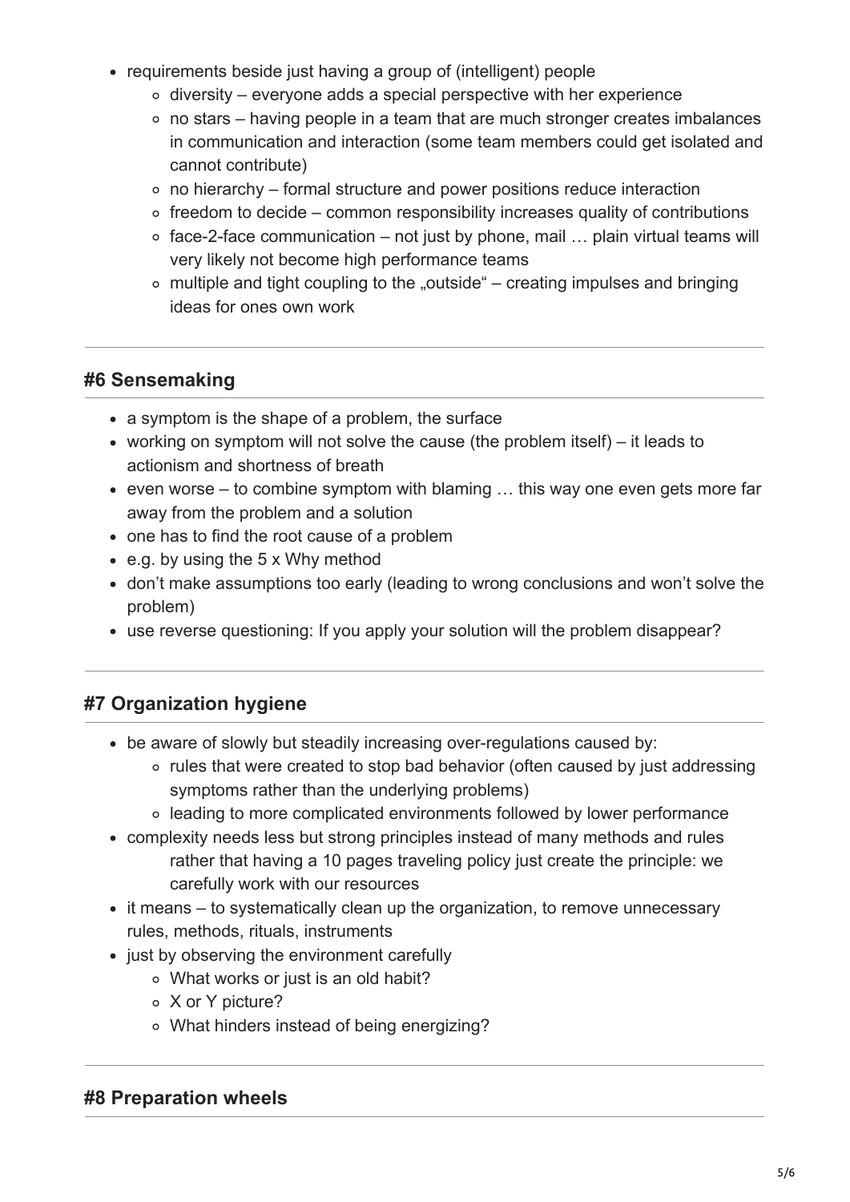- requirements beside just having a group of (intelligent) people
  - diversity – everyone adds a special perspective with her experience
  - no stars – having people in a team that are much stronger creates imbalances in communication and interaction (some team members could get isolated and cannot contribute)
  - no hierarchy – formal structure and power positions reduce interaction
  - freedom to decide – common responsibility increases quality of contributions
  - face-2-face communication – not just by phone, mail … plain virtual teams will very likely not become high performance teams
  - multiple and tight coupling to the „outside" – creating impulses and bringing ideas for ones own work

---

#### #6 Sensemaking

- a symptom is the shape of a problem, the surface
- working on symptom will not solve the cause (the problem itself) – it leads to actionism and shortness of breath
- even worse – to combine symptom with blaming … this way one even gets more far away from the problem and a solution
- one has to find the root cause of a problem
- e.g. by using the 5 x Why method
- don't make assumptions too early (leading to wrong conclusions and won't solve the problem)
- use reverse questioning: If you apply your solution will the problem disappear?

---

#### #7 Organization hygiene

- be aware of slowly but steadily increasing over-regulations caused by:
  - rules that were created to stop bad behavior (often caused by just addressing symptoms rather than the underlying problems)
  - leading to more complicated environments followed by lower performance
- complexity needs less but strong principles instead of many methods and rules
  rather that having a 10 pages traveling policy just create the principle: we carefully work with our resources
- it means – to systematically clean up the organization, to remove unnecessary rules, methods, rituals, instruments
- just by observing the environment carefully
  - What works or just is an old habit?
  - X or Y picture?
  - What hinders instead of being energizing?

---

#### #8 Preparation wheels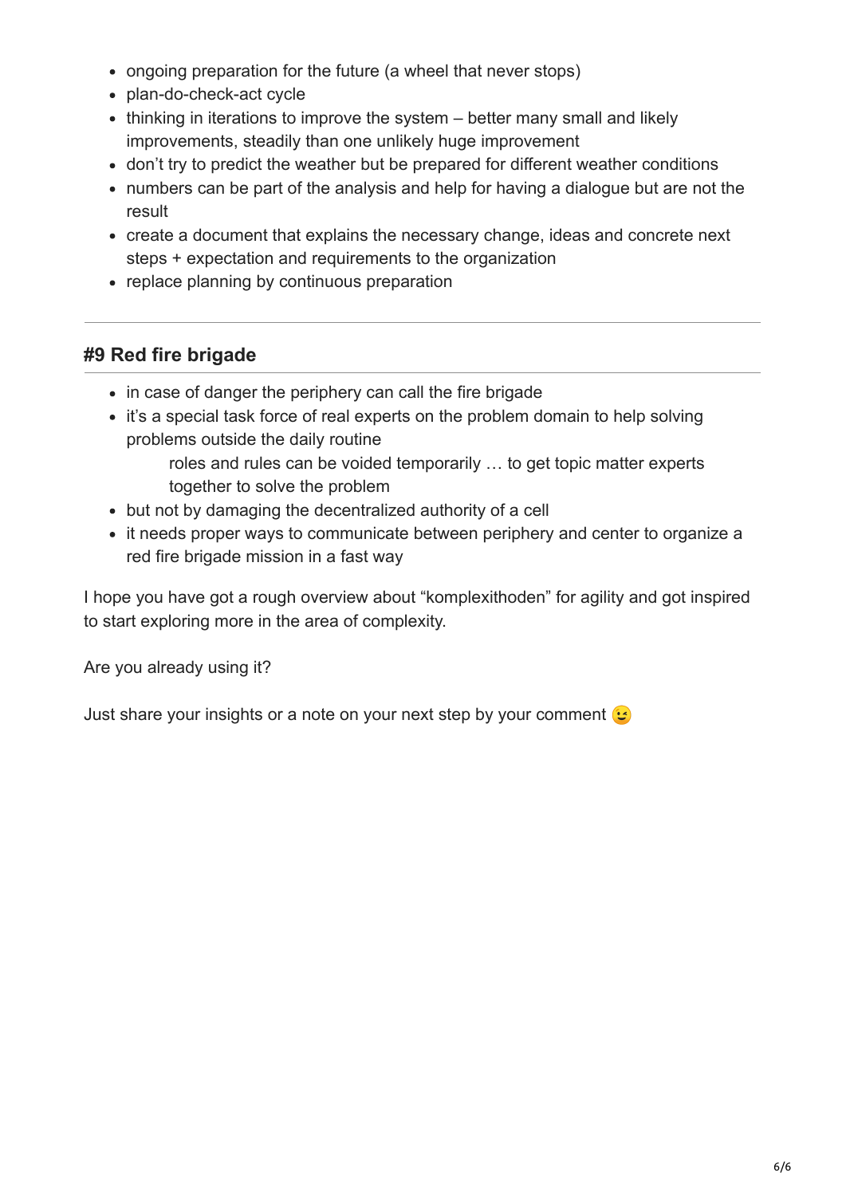- ongoing preparation for the future (a wheel that never stops)
- plan-do-check-act cycle
- thinking in iterations to improve the system – better many small and likely improvements, steadily than one unlikely huge improvement
- don't try to predict the weather but be prepared for different weather conditions
- numbers can be part of the analysis and help for having a dialogue but are not the result
- create a document that explains the necessary change, ideas and concrete next steps + expectation and requirements to the organization
- replace planning by continuous preparation

---

## #9 Red fire brigade

- in case of danger the periphery can call the fire brigade
- it's a special task force of real experts on the problem domain to help solving problems outside the daily routine

  roles and rules can be voided temporarily … to get topic matter experts together to solve the problem
- but not by damaging the decentralized authority of a cell
- it needs proper ways to communicate between periphery and center to organize a red fire brigade mission in a fast way

I hope you have got a rough overview about "komplexithoden" for agility and got inspired to start exploring more in the area of complexity.

Are you already using it?

Just share your insights or a note on your next step by your comment 😉